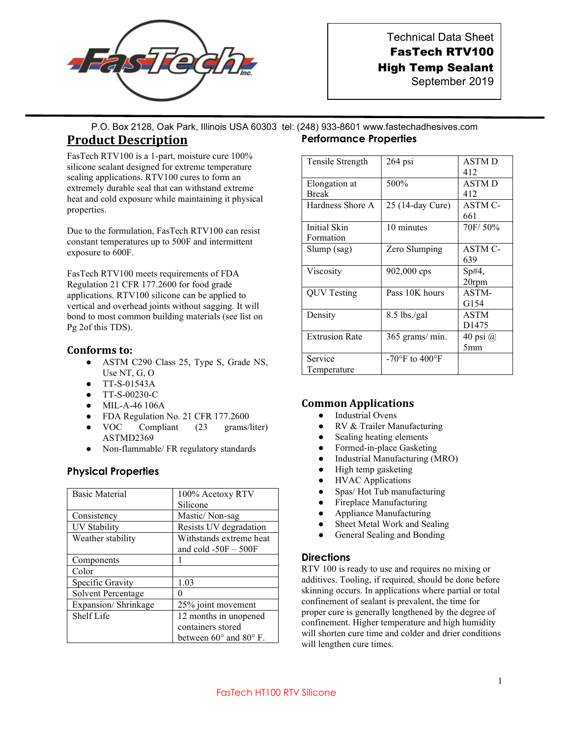Technical Data Sheet
**FasTech RTV100**
**High Temp Sealant**
September 2019

P.O. Box 2128, Oak Park, Illinois USA 60303 tel: (248) 933-8601 www.fastechadhesives.com

## Product Description

FasTech RTV100 is a 1-part, moisture cure 100% silicone sealant designed for extreme temperature sealing applications. RTV100 cures to form an extremely durable seal that can withstand extreme heat and cold exposure while maintaining it physical properties.

Due to the formulation, FasTech RTV100 can resist constant temperatures up to 500F and intermittent exposure to 600F.

FasTech RTV100 meets requirements of FDA Regulation 21 CFR 177.2600 for food grade applications. RTV100 silicone can be applied to vertical and overhead joints without sagging. It will bond to most common building materials (see list on Pg 2of this TDS).

### Conforms to:

- ASTM C290 Class 25, Type S, Grade NS, Use NT, G, O
- TT-S-01543A
- TT-S-00230-C
- MIL-A-46 106A
- FDA Regulation No. 21 CFR 177.2600
- VOC Compliant (23 grams/liter) ASTMD2369
- Non-flammable/ FR regulatory standards

### Physical Properties

| Basic Material | 100% Acetoxy RTV Silicone |
|---|---|
| Consistency | Mastic/ Non-sag |
| UV Stability | Resists UV degradation |
| Weather stability | Withstands extreme heat and cold -50F – 500F |
| Components | 1 |
| Color | |
| Specific Gravity | 1.03 |
| Solvent Percentage | 0 |
| Expansion/ Shrinkage | 25% joint movement |
| Shelf Life | 12 months in unopened containers stored between 60° and 80° F. |

### Performance Properties

| Tensile Strength | 264 psi | ASTM D 412 |
|---|---|---|
| Elongation at Break | 500% | ASTM D 412 |
| Hardness Shore A | 25 (14-day Cure) | ASTM C-661 |
| Initial Skin Formation | 10 minutes | 70F/ 50% |
| Slump (sag) | Zero Slumping | ASTM C-639 |
| Viscosity | 902,000 cps | Sp#4, 20rpm |
| QUV Testing | Pass 10K hours | ASTM-G154 |
| Density | 8.5 lbs./gal | ASTM D1475 |
| Extrusion Rate | 365 grams/ min. | 40 psi @ 5mm |
| Service Temperature | -70°F to 400°F | |

### Common Applications

- Industrial Ovens
- RV & Trailer Manufacturing
- Sealing heating elements
- Formed-in-place Gasketing
- Industrial Manufacturing (MRO)
- High temp gasketing
- HVAC Applications
- Spas/ Hot Tub manufacturing
- Fireplace Manufacturing
- Appliance Manufacturing
- Sheet Metal Work and Sealing
- General Sealing and Bonding

### Directions

RTV 100 is ready to use and requires no mixing or additives. Tooling, if required, should be done before skinning occurs. In applications where partial or total confinement of sealant is prevalent, the time for proper cure is generally lengthened by the degree of confinement. Higher temperature and high humidity will shorten cure time and colder and drier conditions will lengthen cure times.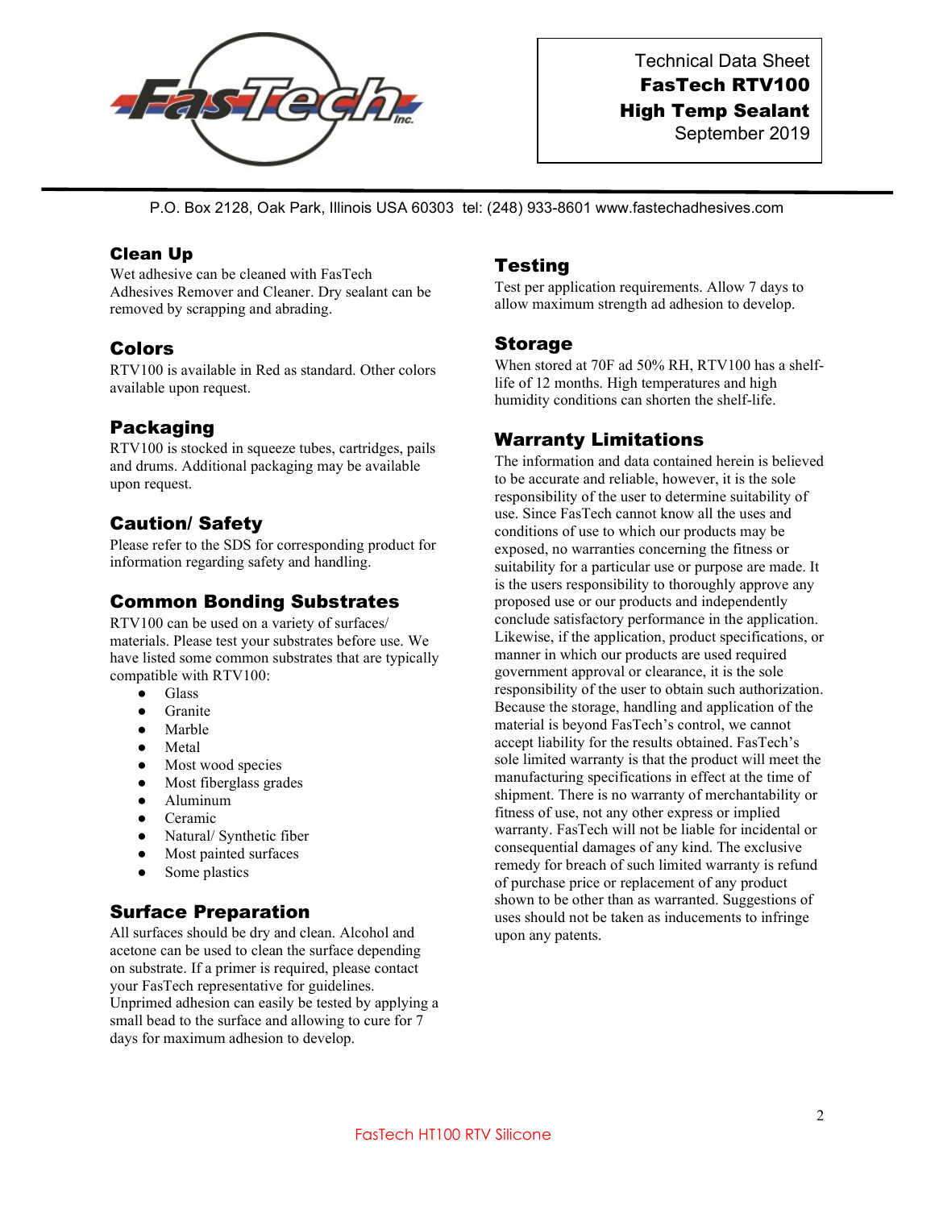Technical Data Sheet
**FasTech RTV100**
**High Temp Sealant**
September 2019

P.O. Box 2128, Oak Park, Illinois USA 60303 tel: (248) 933-8601 www.fastechadhesives.com

## Clean Up

Wet adhesive can be cleaned with FasTech Adhesives Remover and Cleaner. Dry sealant can be removed by scrapping and abrading.

## Colors

RTV100 is available in Red as standard. Other colors available upon request.

## Packaging

RTV100 is stocked in squeeze tubes, cartridges, pails and drums. Additional packaging may be available upon request.

## Caution/ Safety

Please refer to the SDS for corresponding product for information regarding safety and handling.

## Common Bonding Substrates

RTV100 can be used on a variety of surfaces/ materials. Please test your substrates before use. We have listed some common substrates that are typically compatible with RTV100:

- Glass
- Granite
- Marble
- Metal
- Most wood species
- Most fiberglass grades
- Aluminum
- Ceramic
- Natural/ Synthetic fiber
- Most painted surfaces
- Some plastics

## Surface Preparation

All surfaces should be dry and clean. Alcohol and acetone can be used to clean the surface depending on substrate. If a primer is required, please contact your FasTech representative for guidelines. Unprimed adhesion can easily be tested by applying a small bead to the surface and allowing to cure for 7 days for maximum adhesion to develop.

## Testing

Test per application requirements. Allow 7 days to allow maximum strength ad adhesion to develop.

## Storage

When stored at 70F ad 50% RH, RTV100 has a shelf-life of 12 months. High temperatures and high humidity conditions can shorten the shelf-life.

## Warranty Limitations

The information and data contained herein is believed to be accurate and reliable, however, it is the sole responsibility of the user to determine suitability of use. Since FasTech cannot know all the uses and conditions of use to which our products may be exposed, no warranties concerning the fitness or suitability for a particular use or purpose are made. It is the users responsibility to thoroughly approve any proposed use or our products and independently conclude satisfactory performance in the application. Likewise, if the application, product specifications, or manner in which our products are used required government approval or clearance, it is the sole responsibility of the user to obtain such authorization. Because the storage, handling and application of the material is beyond FasTech's control, we cannot accept liability for the results obtained. FasTech's sole limited warranty is that the product will meet the manufacturing specifications in effect at the time of shipment. There is no warranty of merchantability or fitness of use, not any other express or implied warranty. FasTech will not be liable for incidental or consequential damages of any kind. The exclusive remedy for breach of such limited warranty is refund of purchase price or replacement of any product shown to be other than as warranted. Suggestions of uses should not be taken as inducements to infringe upon any patents.

FasTech HT100 RTV Silicone